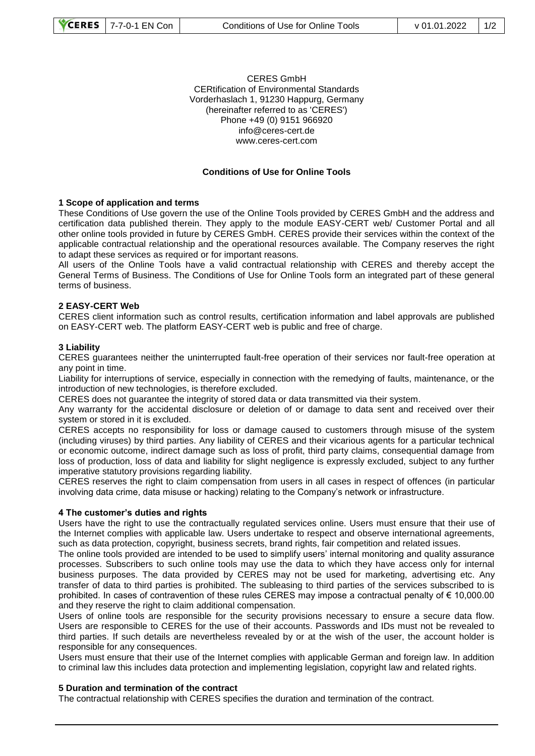CERES GmbH
CERtification of Environmental Standards
Vorderhaslach 1, 91230 Happurg, Germany
(hereinafter referred to as 'CERES')
Phone +49 (0) 9151 966920
info@ceres-cert.de
www.ceres-cert.com

# Conditions of Use for Online Tools

## 1 Scope of application and terms

These Conditions of Use govern the use of the Online Tools provided by CERES GmbH and the address and certification data published therein. They apply to the module EASY-CERT web/ Customer Portal and all other online tools provided in future by CERES GmbH. CERES provide their services within the context of the applicable contractual relationship and the operational resources available. The Company reserves the right to adapt these services as required or for important reasons.

All users of the Online Tools have a valid contractual relationship with CERES and thereby accept the General Terms of Business. The Conditions of Use for Online Tools form an integrated part of these general terms of business.

## 2 EASY-CERT Web

CERES client information such as control results, certification information and label approvals are published on EASY-CERT web. The platform EASY-CERT web is public and free of charge.

## 3 Liability

CERES guarantees neither the uninterrupted fault-free operation of their services nor fault-free operation at any point in time.

Liability for interruptions of service, especially in connection with the remedying of faults, maintenance, or the introduction of new technologies, is therefore excluded.

CERES does not guarantee the integrity of stored data or data transmitted via their system.

Any warranty for the accidental disclosure or deletion of or damage to data sent and received over their system or stored in it is excluded.

CERES accepts no responsibility for loss or damage caused to customers through misuse of the system (including viruses) by third parties. Any liability of CERES and their vicarious agents for a particular technical or economic outcome, indirect damage such as loss of profit, third party claims, consequential damage from loss of production, loss of data and liability for slight negligence is expressly excluded, subject to any further imperative statutory provisions regarding liability.

CERES reserves the right to claim compensation from users in all cases in respect of offences (in particular involving data crime, data misuse or hacking) relating to the Company's network or infrastructure.

## 4 The customer's duties and rights

Users have the right to use the contractually regulated services online. Users must ensure that their use of the Internet complies with applicable law. Users undertake to respect and observe international agreements, such as data protection, copyright, business secrets, brand rights, fair competition and related issues.

The online tools provided are intended to be used to simplify users' internal monitoring and quality assurance processes. Subscribers to such online tools may use the data to which they have access only for internal business purposes. The data provided by CERES may not be used for marketing, advertising etc. Any transfer of data to third parties is prohibited. The subleasing to third parties of the services subscribed to is prohibited. In cases of contravention of these rules CERES may impose a contractual penalty of € 10,000.00 and they reserve the right to claim additional compensation.

Users of online tools are responsible for the security provisions necessary to ensure a secure data flow. Users are responsible to CERES for the use of their accounts. Passwords and IDs must not be revealed to third parties. If such details are nevertheless revealed by or at the wish of the user, the account holder is responsible for any consequences.

Users must ensure that their use of the Internet complies with applicable German and foreign law. In addition to criminal law this includes data protection and implementing legislation, copyright law and related rights.

## 5 Duration and termination of the contract

The contractual relationship with CERES specifies the duration and termination of the contract.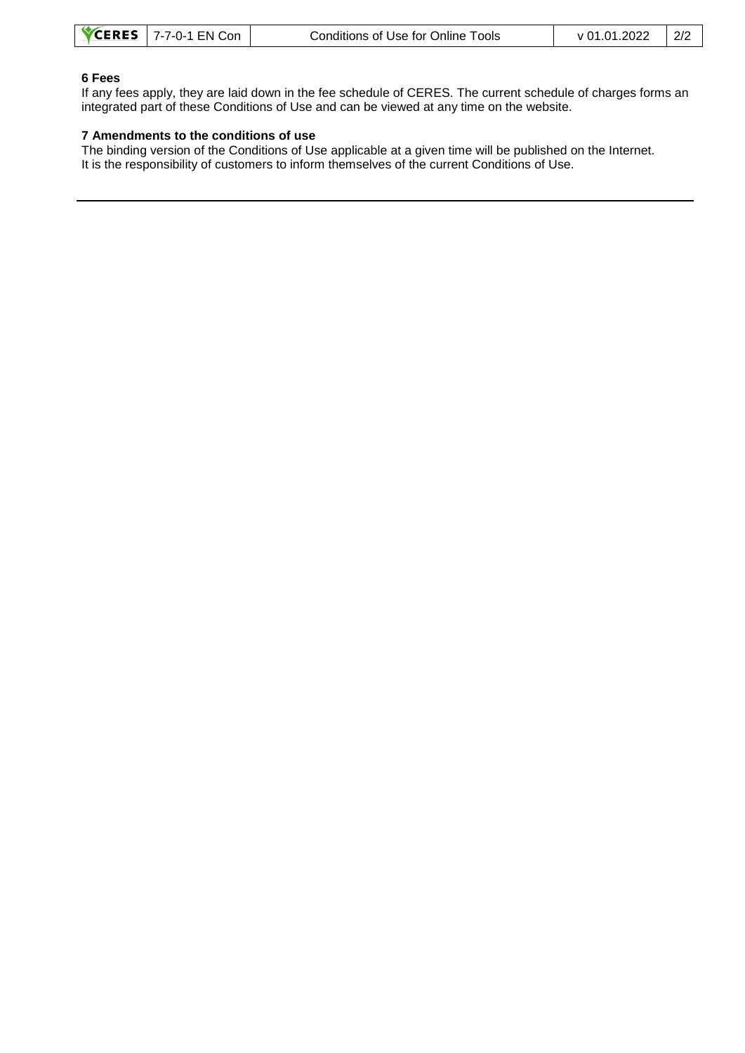**6 Fees**

If any fees apply, they are laid down in the fee schedule of CERES. The current schedule of charges forms an integrated part of these Conditions of Use and can be viewed at any time on the website.

**7 Amendments to the conditions of use**

The binding version of the Conditions of Use applicable at a given time will be published on the Internet. It is the responsibility of customers to inform themselves of the current Conditions of Use.